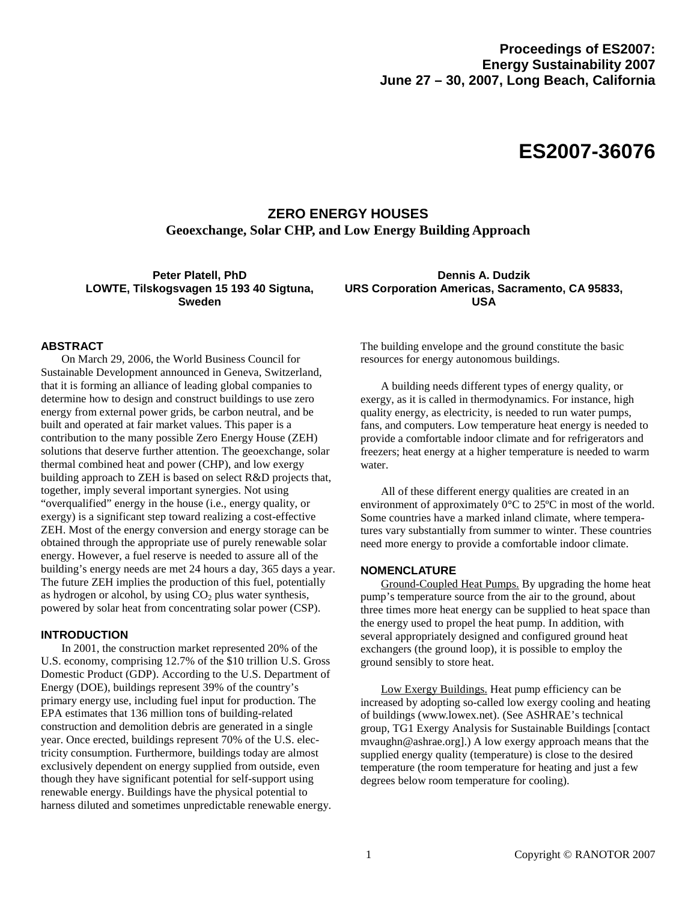Proceedings of ES2007:
Energy Sustainability 2007
June 27 – 30, 2007, Long Beach, California

# ES2007-36076

## ZERO ENERGY HOUSES
### Geoexchange, Solar CHP, and Low Energy Building Approach

**Peter Platell, PhD**
LOWTE, Tilskogsvagen 15 193 40 Sigtuna, Sweden

**Dennis A. Dudzik**
URS Corporation Americas, Sacramento, CA 95833, USA

## ABSTRACT

On March 29, 2006, the World Business Council for Sustainable Development announced in Geneva, Switzerland, that it is forming an alliance of leading global companies to determine how to design and construct buildings to use zero energy from external power grids, be carbon neutral, and be built and operated at fair market values. This paper is a contribution to the many possible Zero Energy House (ZEH) solutions that deserve further attention. The geoexchange, solar thermal combined heat and power (CHP), and low exergy building approach to ZEH is based on select R&D projects that, together, imply several important synergies. Not using "overqualified" energy in the house (i.e., energy quality, or exergy) is a significant step toward realizing a cost-effective ZEH. Most of the energy conversion and energy storage can be obtained through the appropriate use of purely renewable solar energy. However, a fuel reserve is needed to assure all of the building's energy needs are met 24 hours a day, 365 days a year. The future ZEH implies the production of this fuel, potentially as hydrogen or alcohol, by using $CO_2$ plus water synthesis, powered by solar heat from concentrating solar power (CSP).

## INTRODUCTION

In 2001, the construction market represented 20% of the U.S. economy, comprising 12.7% of the $10 trillion U.S. Gross Domestic Product (GDP). According to the U.S. Department of Energy (DOE), buildings represent 39% of the country's primary energy use, including fuel input for production. The EPA estimates that 136 million tons of building-related construction and demolition debris are generated in a single year. Once erected, buildings represent 70% of the U.S. electricity consumption. Furthermore, buildings today are almost exclusively dependent on energy supplied from outside, even though they have significant potential for self-support using renewable energy. Buildings have the physical potential to harness diluted and sometimes unpredictable renewable energy. The building envelope and the ground constitute the basic resources for energy autonomous buildings.

A building needs different types of energy quality, or exergy, as it is called in thermodynamics. For instance, high quality energy, as electricity, is needed to run water pumps, fans, and computers. Low temperature heat energy is needed to provide a comfortable indoor climate and for refrigerators and freezers; heat energy at a higher temperature is needed to warm water.

All of these different energy qualities are created in an environment of approximately 0°C to 25ºC in most of the world. Some countries have a marked inland climate, where temperatures vary substantially from summer to winter. These countries need more energy to provide a comfortable indoor climate.

## NOMENCLATURE

Ground-Coupled Heat Pumps. By upgrading the home heat pump's temperature source from the air to the ground, about three times more heat energy can be supplied to heat space than the energy used to propel the heat pump. In addition, with several appropriately designed and configured ground heat exchangers (the ground loop), it is possible to employ the ground sensibly to store heat.

Low Exergy Buildings. Heat pump efficiency can be increased by adopting so-called low exergy cooling and heating of buildings (www.lowex.net). (See ASHRAE's technical group, TG1 Exergy Analysis for Sustainable Buildings [contact mvaughn@ashrae.org].) A low exergy approach means that the supplied energy quality (temperature) is close to the desired temperature (the room temperature for heating and just a few degrees below room temperature for cooling).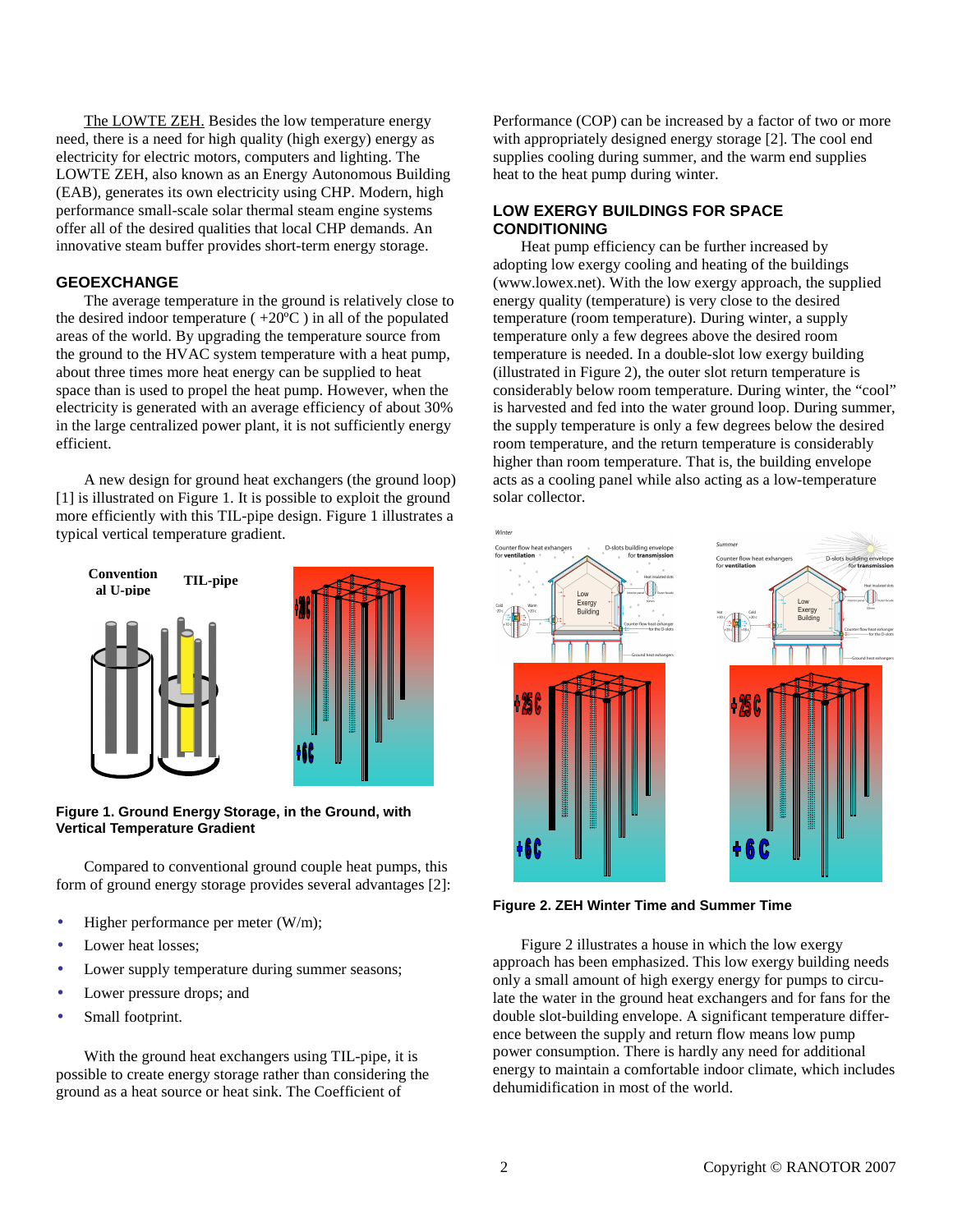The LOWTE ZEH. Besides the low temperature energy need, there is a need for high quality (high exergy) energy as electricity for electric motors, computers and lighting. The LOWTE ZEH, also known as an Energy Autonomous Building (EAB), generates its own electricity using CHP. Modern, high performance small-scale solar thermal steam engine systems offer all of the desired qualities that local CHP demands. An innovative steam buffer provides short-term energy storage.

## GEOEXCHANGE

The average temperature in the ground is relatively close to the desired indoor temperature ( +20ºC ) in all of the populated areas of the world. By upgrading the temperature source from the ground to the HVAC system temperature with a heat pump, about three times more heat energy can be supplied to heat space than is used to propel the heat pump. However, when the electricity is generated with an average efficiency of about 30% in the large centralized power plant, it is not sufficiently energy efficient.

A new design for ground heat exchangers (the ground loop) [1] is illustrated on Figure 1. It is possible to exploit the ground more efficiently with this TIL-pipe design. Figure 1 illustrates a typical vertical temperature gradient.

**Figure 1. Ground Energy Storage, in the Ground, with Vertical Temperature Gradient**

Compared to conventional ground couple heat pumps, this form of ground energy storage provides several advantages [2]:

- Higher performance per meter (W/m);
- Lower heat losses;
- Lower supply temperature during summer seasons;
- Lower pressure drops; and
- Small footprint.

With the ground heat exchangers using TIL-pipe, it is possible to create energy storage rather than considering the ground as a heat source or heat sink. The Coefficient of Performance (COP) can be increased by a factor of two or more with appropriately designed energy storage [2]. The cool end supplies cooling during summer, and the warm end supplies heat to the heat pump during winter.

## LOW EXERGY BUILDINGS FOR SPACE CONDITIONING

Heat pump efficiency can be further increased by adopting low exergy cooling and heating of the buildings (www.lowex.net). With the low exergy approach, the supplied energy quality (temperature) is very close to the desired temperature (room temperature). During winter, a supply temperature only a few degrees above the desired room temperature is needed. In a double-slot low exergy building (illustrated in Figure 2), the outer slot return temperature is considerably below room temperature. During winter, the "cool" is harvested and fed into the water ground loop. During summer, the supply temperature is only a few degrees below the desired room temperature, and the return temperature is considerably higher than room temperature. That is, the building envelope acts as a cooling panel while also acting as a low-temperature solar collector.

**Figure 2. ZEH Winter Time and Summer Time**

Figure 2 illustrates a house in which the low exergy approach has been emphasized. This low exergy building needs only a small amount of high exergy energy for pumps to circulate the water in the ground heat exchangers and for fans for the double slot-building envelope. A significant temperature difference between the supply and return flow means low pump power consumption. There is hardly any need for additional energy to maintain a comfortable indoor climate, which includes dehumidification in most of the world.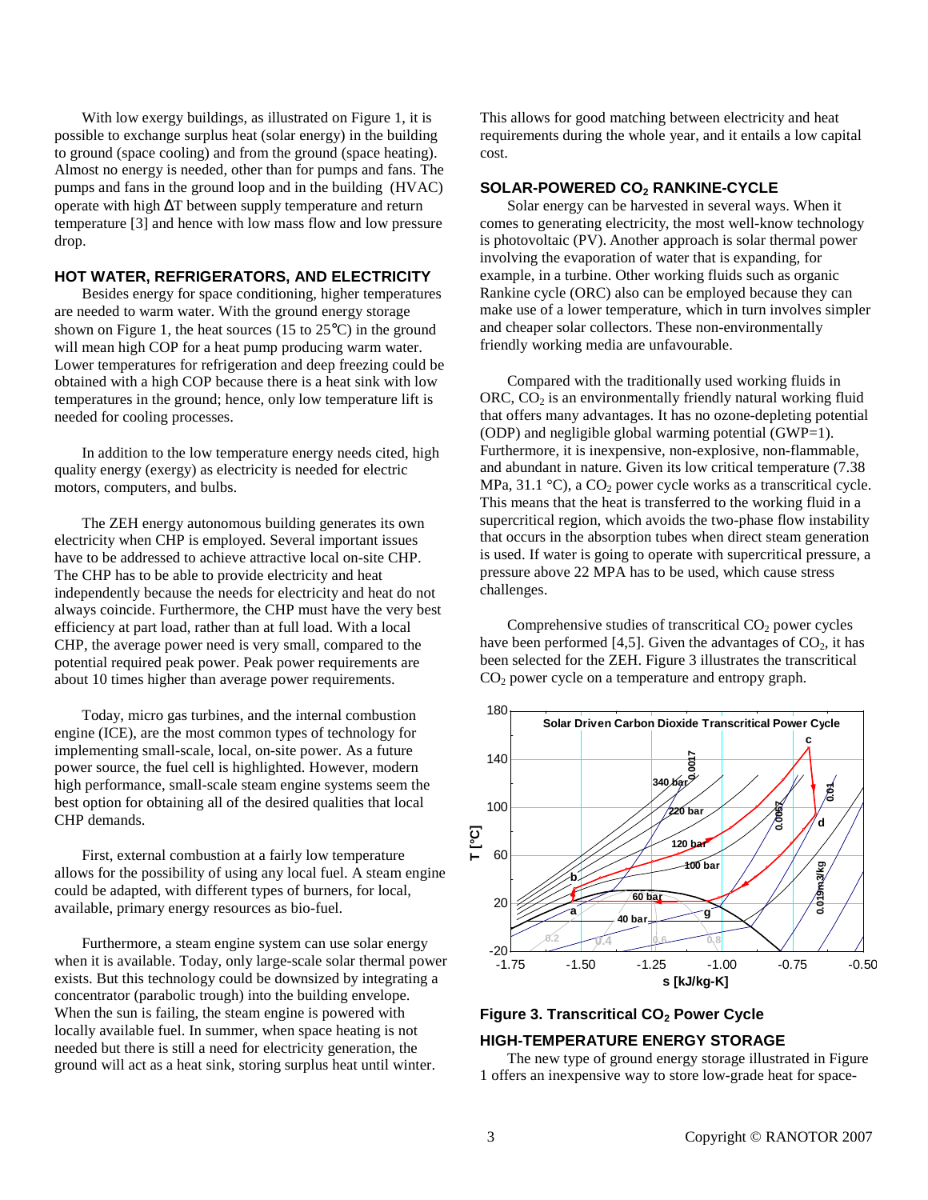With low exergy buildings, as illustrated on Figure 1, it is possible to exchange surplus heat (solar energy) in the building to ground (space cooling) and from the ground (space heating). Almost no energy is needed, other than for pumps and fans. The pumps and fans in the ground loop and in the building (HVAC) operate with high ΔT between supply temperature and return temperature [3] and hence with low mass flow and low pressure drop.

## HOT WATER, REFRIGERATORS, AND ELECTRICITY

Besides energy for space conditioning, higher temperatures are needed to warm water. With the ground energy storage shown on Figure 1, the heat sources (15 to 25°C) in the ground will mean high COP for a heat pump producing warm water. Lower temperatures for refrigeration and deep freezing could be obtained with a high COP because there is a heat sink with low temperatures in the ground; hence, only low temperature lift is needed for cooling processes.

In addition to the low temperature energy needs cited, high quality energy (exergy) as electricity is needed for electric motors, computers, and bulbs.

The ZEH energy autonomous building generates its own electricity when CHP is employed. Several important issues have to be addressed to achieve attractive local on-site CHP. The CHP has to be able to provide electricity and heat independently because the needs for electricity and heat do not always coincide. Furthermore, the CHP must have the very best efficiency at part load, rather than at full load. With a local CHP, the average power need is very small, compared to the potential required peak power. Peak power requirements are about 10 times higher than average power requirements.

Today, micro gas turbines, and the internal combustion engine (ICE), are the most common types of technology for implementing small-scale, local, on-site power. As a future power source, the fuel cell is highlighted. However, modern high performance, small-scale steam engine systems seem the best option for obtaining all of the desired qualities that local CHP demands.

First, external combustion at a fairly low temperature allows for the possibility of using any local fuel. A steam engine could be adapted, with different types of burners, for local, available, primary energy resources as bio-fuel.

Furthermore, a steam engine system can use solar energy when it is available. Today, only large-scale solar thermal power exists. But this technology could be downsized by integrating a concentrator (parabolic trough) into the building envelope. When the sun is failing, the steam engine is powered with locally available fuel. In summer, when space heating is not needed but there is still a need for electricity generation, the ground will act as a heat sink, storing surplus heat until winter. This allows for good matching between electricity and heat requirements during the whole year, and it entails a low capital cost.

## SOLAR-POWERED $CO_2$ RANKINE-CYCLE

Solar energy can be harvested in several ways. When it comes to generating electricity, the most well-know technology is photovoltaic (PV). Another approach is solar thermal power involving the evaporation of water that is expanding, for example, in a turbine. Other working fluids such as organic Rankine cycle (ORC) also can be employed because they can make use of a lower temperature, which in turn involves simpler and cheaper solar collectors. These non-environmentally friendly working media are unfavourable.

Compared with the traditionally used working fluids in ORC, $CO_2$ is an environmentally friendly natural working fluid that offers many advantages. It has no ozone-depleting potential (ODP) and negligible global warming potential (GWP=1). Furthermore, it is inexpensive, non-explosive, non-flammable, and abundant in nature. Given its low critical temperature (7.38 MPa, 31.1 °C), a $CO_2$ power cycle works as a transcritical cycle. This means that the heat is transferred to the working fluid in a supercritical region, which avoids the two-phase flow instability that occurs in the absorption tubes when direct steam generation is used. If water is going to operate with supercritical pressure, a pressure above 22 MPA has to be used, which cause stress challenges.

Comprehensive studies of transcritical $CO_2$ power cycles have been performed [4,5]. Given the advantages of $CO_2$, it has been selected for the ZEH. Figure 3 illustrates the transcritical $CO_2$ power cycle on a temperature and entropy graph.

**Figure 3. Transcritical $CO_2$ Power Cycle**

## HIGH-TEMPERATURE ENERGY STORAGE

The new type of ground energy storage illustrated in Figure 1 offers an inexpensive way to store low-grade heat for space-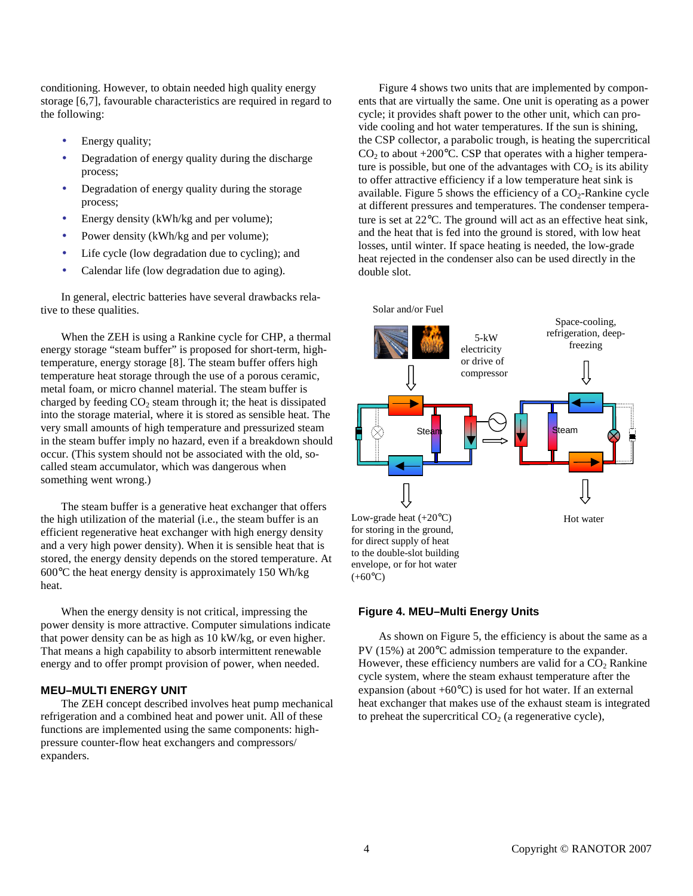conditioning. However, to obtain needed high quality energy storage [6,7], favourable characteristics are required in regard to the following:

- Energy quality;
- Degradation of energy quality during the discharge process;
- Degradation of energy quality during the storage process;
- Energy density (kWh/kg and per volume);
- Power density (kWh/kg and per volume);
- Life cycle (low degradation due to cycling); and
- Calendar life (low degradation due to aging).

In general, electric batteries have several drawbacks relative to these qualities.

When the ZEH is using a Rankine cycle for CHP, a thermal energy storage "steam buffer" is proposed for short-term, high-temperature, energy storage [8]. The steam buffer offers high temperature heat storage through the use of a porous ceramic, metal foam, or micro channel material. The steam buffer is charged by feeding $CO_2$ steam through it; the heat is dissipated into the storage material, where it is stored as sensible heat. The very small amounts of high temperature and pressurized steam in the steam buffer imply no hazard, even if a breakdown should occur. (This system should not be associated with the old, so-called steam accumulator, which was dangerous when something went wrong.)

The steam buffer is a generative heat exchanger that offers the high utilization of the material (i.e., the steam buffer is an efficient regenerative heat exchanger with high energy density and a very high power density). When it is sensible heat that is stored, the energy density depends on the stored temperature. At 600°C the heat energy density is approximately 150 Wh/kg heat.

When the energy density is not critical, impressing the power density is more attractive. Computer simulations indicate that power density can be as high as 10 kW/kg, or even higher. That means a high capability to absorb intermittent renewable energy and to offer prompt provision of power, when needed.

## MEU–MULTI ENERGY UNIT

The ZEH concept described involves heat pump mechanical refrigeration and a combined heat and power unit. All of these functions are implemented using the same components: high-pressure counter-flow heat exchangers and compressors/expanders.

Figure 4 shows two units that are implemented by components that are virtually the same. One unit is operating as a power cycle; it provides shaft power to the other unit, which can provide cooling and hot water temperatures. If the sun is shining, the CSP collector, a parabolic trough, is heating the supercritical $CO_2$ to about +200°C. CSP that operates with a higher temperature is possible, but one of the advantages with $CO_2$ is its ability to offer attractive efficiency if a low temperature heat sink is available. Figure 5 shows the efficiency of a $CO_2$-Rankine cycle at different pressures and temperatures. The condenser temperature is set at 22°C. The ground will act as an effective heat sink, and the heat that is fed into the ground is stored, with low heat losses, until winter. If space heating is needed, the low-grade heat rejected in the condenser also can be used directly in the double slot.

Solar and/or Fuel

5-kW electricity or drive of compressor

Space-cooling, refrigeration, deep-freezing

Steam

Steam

Low-grade heat (+20°C) for storing in the ground, for direct supply of heat to the double-slot building envelope, or for hot water (+60°C)

Hot water

**Figure 4. MEU–Multi Energy Units**

As shown on Figure 5, the efficiency is about the same as a PV (15%) at 200°C admission temperature to the expander. However, these efficiency numbers are valid for a $CO_2$ Rankine cycle system, where the steam exhaust temperature after the expansion (about +60°C) is used for hot water. If an external heat exchanger that makes use of the exhaust steam is integrated to preheat the supercritical $CO_2$ (a regenerative cycle),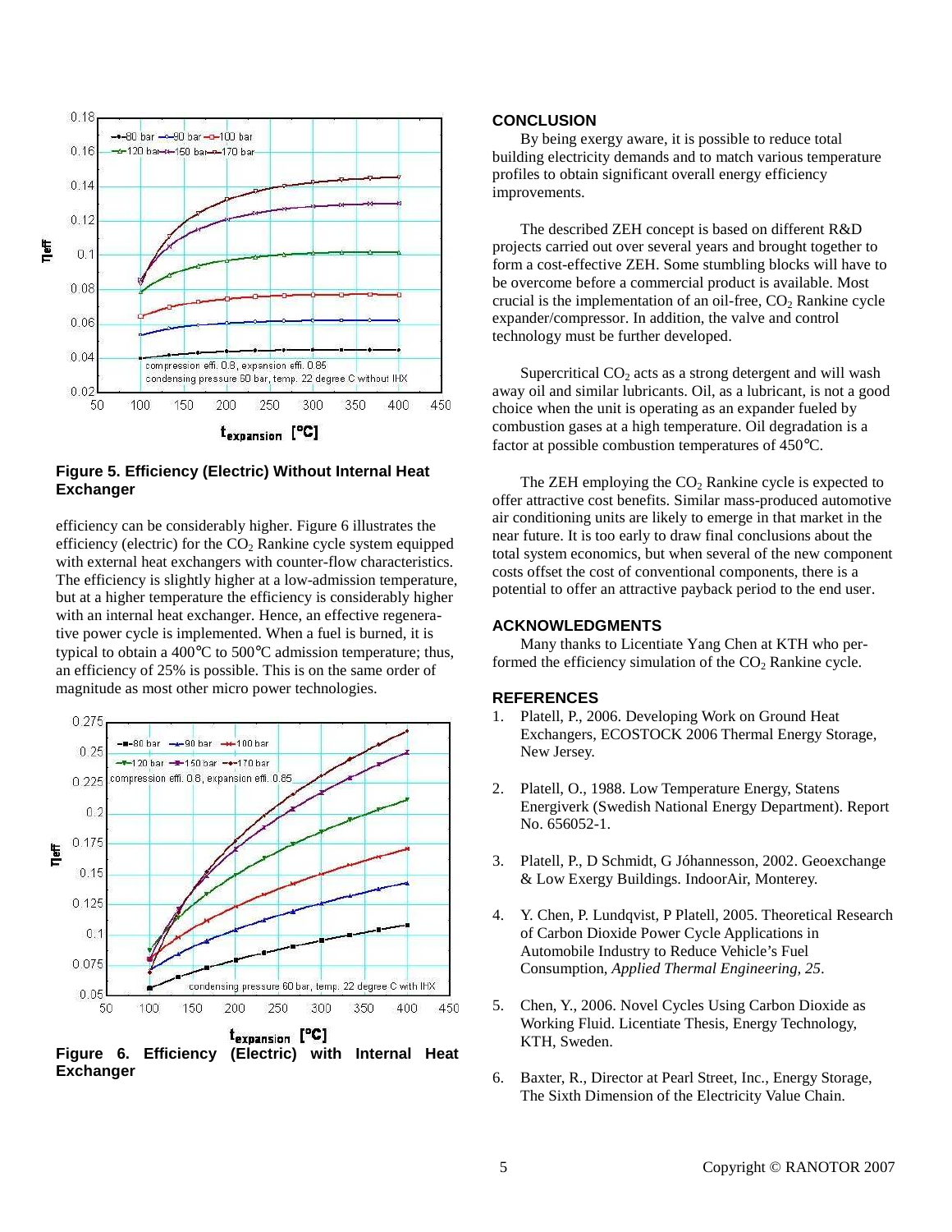Figure 5. Efficiency (Electric) Without Internal Heat Exchanger

efficiency can be considerably higher. Figure 6 illustrates the efficiency (electric) for the $CO_2$ Rankine cycle system equipped with external heat exchangers with counter-flow characteristics. The efficiency is slightly higher at a low-admission temperature, but at a higher temperature the efficiency is considerably higher with an internal heat exchanger. Hence, an effective regenerative power cycle is implemented. When a fuel is burned, it is typical to obtain a 400°C to 500°C admission temperature; thus, an efficiency of 25% is possible. This is on the same order of magnitude as most other micro power technologies.

Figure 6. Efficiency (Electric) with Internal Heat Exchanger

## CONCLUSION

By being exergy aware, it is possible to reduce total building electricity demands and to match various temperature profiles to obtain significant overall energy efficiency improvements.

The described ZEH concept is based on different R&D projects carried out over several years and brought together to form a cost-effective ZEH. Some stumbling blocks will have to be overcome before a commercial product is available. Most crucial is the implementation of an oil-free, $CO_2$ Rankine cycle expander/compressor. In addition, the valve and control technology must be further developed.

Supercritical $CO_2$ acts as a strong detergent and will wash away oil and similar lubricants. Oil, as a lubricant, is not a good choice when the unit is operating as an expander fueled by combustion gases at a high temperature. Oil degradation is a factor at possible combustion temperatures of 450°C.

The ZEH employing the $CO_2$ Rankine cycle is expected to offer attractive cost benefits. Similar mass-produced automotive air conditioning units are likely to emerge in that market in the near future. It is too early to draw final conclusions about the total system economics, but when several of the new component costs offset the cost of conventional components, there is a potential to offer an attractive payback period to the end user.

## ACKNOWLEDGMENTS

Many thanks to Licentiate Yang Chen at KTH who performed the efficiency simulation of the $CO_2$ Rankine cycle.

## REFERENCES

1. Platell, P., 2006. Developing Work on Ground Heat Exchangers, ECOSTOCK 2006 Thermal Energy Storage, New Jersey.

2. Platell, O., 1988. Low Temperature Energy, Statens Energiverk (Swedish National Energy Department). Report No. 656052-1.

3. Platell, P., D Schmidt, G Jóhannesson, 2002. Geoexchange & Low Exergy Buildings. IndoorAir, Monterey.

4. Y. Chen, P. Lundqvist, P Platell, 2005. Theoretical Research of Carbon Dioxide Power Cycle Applications in Automobile Industry to Reduce Vehicle's Fuel Consumption, *Applied Thermal Engineering, 25*.

5. Chen, Y., 2006. Novel Cycles Using Carbon Dioxide as Working Fluid. Licentiate Thesis, Energy Technology, KTH, Sweden.

6. Baxter, R., Director at Pearl Street, Inc., Energy Storage, The Sixth Dimension of the Electricity Value Chain.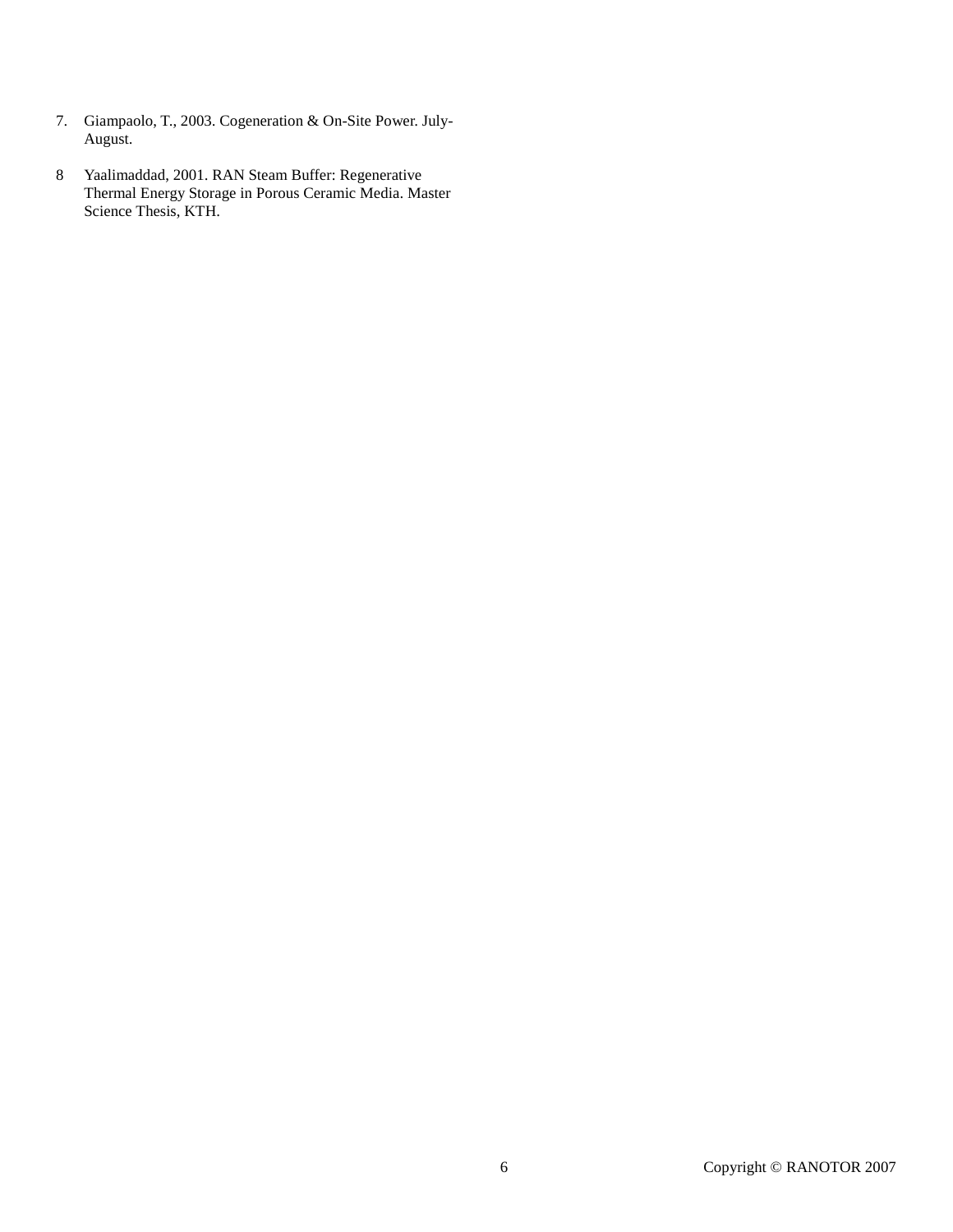7. Giampaolo, T., 2003. Cogeneration & On-Site Power. July-August.

8 Yaalimaddad, 2001. RAN Steam Buffer: Regenerative Thermal Energy Storage in Porous Ceramic Media. Master Science Thesis, KTH.

Copyright © RANOTOR 2007